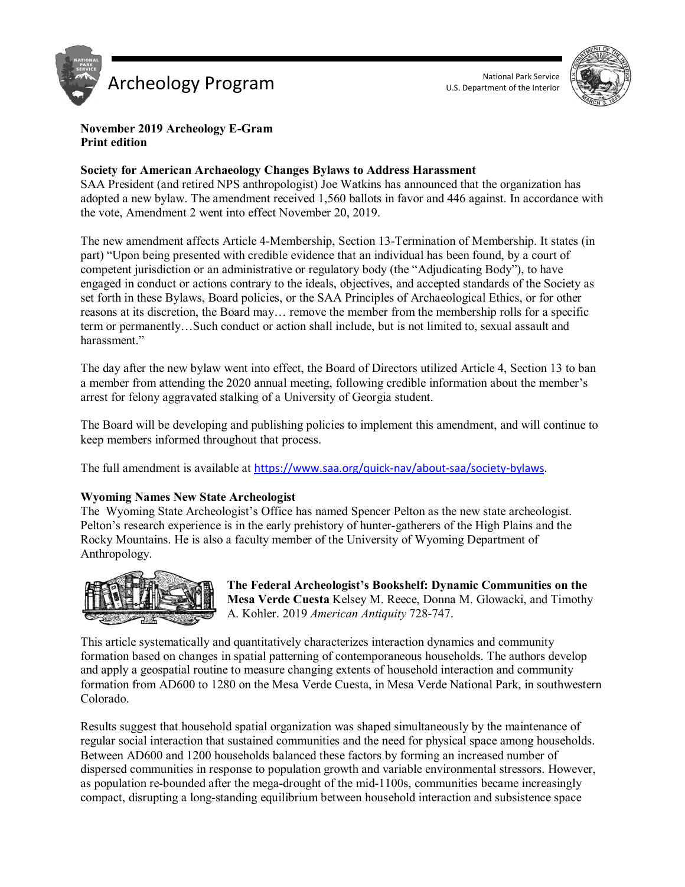# Archeology Program

National Park Service
U.S. Department of the Interior

**November 2019 Archeology E-Gram**
**Print edition**

## Society for American Archaeology Changes Bylaws to Address Harassment

SAA President (and retired NPS anthropologist) Joe Watkins has announced that the organization has adopted a new bylaw. The amendment received 1,560 ballots in favor and 446 against. In accordance with the vote, Amendment 2 went into effect November 20, 2019.

The new amendment affects Article 4-Membership, Section 13-Termination of Membership. It states (in part) "Upon being presented with credible evidence that an individual has been found, by a court of competent jurisdiction or an administrative or regulatory body (the "Adjudicating Body"), to have engaged in conduct or actions contrary to the ideals, objectives, and accepted standards of the Society as set forth in these Bylaws, Board policies, or the SAA Principles of Archaeological Ethics, or for other reasons at its discretion, the Board may… remove the member from the membership rolls for a specific term or permanently…Such conduct or action shall include, but is not limited to, sexual assault and harassment."

The day after the new bylaw went into effect, the Board of Directors utilized Article 4, Section 13 to ban a member from attending the 2020 annual meeting, following credible information about the member's arrest for felony aggravated stalking of a University of Georgia student.

The Board will be developing and publishing policies to implement this amendment, and will continue to keep members informed throughout that process.

The full amendment is available at https://www.saa.org/quick-nav/about-saa/society-bylaws.

## Wyoming Names New State Archeologist

The Wyoming State Archeologist's Office has named Spencer Pelton as the new state archeologist. Pelton's research experience is in the early prehistory of hunter-gatherers of the High Plains and the Rocky Mountains. He is also a faculty member of the University of Wyoming Department of Anthropology.

**The Federal Archeologist's Bookshelf: Dynamic Communities on the Mesa Verde Cuesta** Kelsey M. Reece, Donna M. Glowacki, and Timothy A. Kohler. 2019 *American Antiquity* 728-747.

This article systematically and quantitatively characterizes interaction dynamics and community formation based on changes in spatial patterning of contemporaneous households. The authors develop and apply a geospatial routine to measure changing extents of household interaction and community formation from AD600 to 1280 on the Mesa Verde Cuesta, in Mesa Verde National Park, in southwestern Colorado.

Results suggest that household spatial organization was shaped simultaneously by the maintenance of regular social interaction that sustained communities and the need for physical space among households. Between AD600 and 1200 households balanced these factors by forming an increased number of dispersed communities in response to population growth and variable environmental stressors. However, as population re-bounded after the mega-drought of the mid-1100s, communities became increasingly compact, disrupting a long-standing equilibrium between household interaction and subsistence space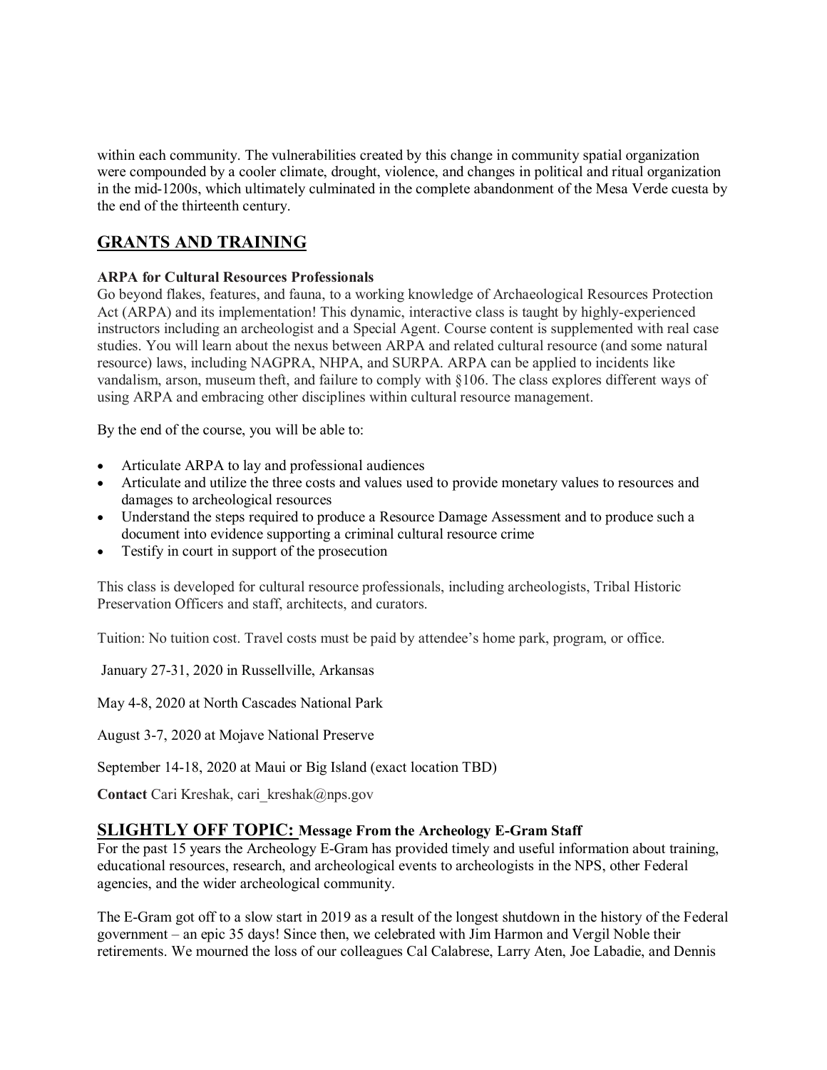within each community. The vulnerabilities created by this change in community spatial organization were compounded by a cooler climate, drought, violence, and changes in political and ritual organization in the mid-1200s, which ultimately culminated in the complete abandonment of the Mesa Verde cuesta by the end of the thirteenth century.

## GRANTS AND TRAINING

**ARPA for Cultural Resources Professionals**

Go beyond flakes, features, and fauna, to a working knowledge of Archaeological Resources Protection Act (ARPA) and its implementation! This dynamic, interactive class is taught by highly-experienced instructors including an archeologist and a Special Agent. Course content is supplemented with real case studies. You will learn about the nexus between ARPA and related cultural resource (and some natural resource) laws, including NAGPRA, NHPA, and SURPA. ARPA can be applied to incidents like vandalism, arson, museum theft, and failure to comply with §106. The class explores different ways of using ARPA and embracing other disciplines within cultural resource management.

By the end of the course, you will be able to:

- Articulate ARPA to lay and professional audiences
- Articulate and utilize the three costs and values used to provide monetary values to resources and damages to archeological resources
- Understand the steps required to produce a Resource Damage Assessment and to produce such a document into evidence supporting a criminal cultural resource crime
- Testify in court in support of the prosecution

This class is developed for cultural resource professionals, including archeologists, Tribal Historic Preservation Officers and staff, architects, and curators.

Tuition: No tuition cost. Travel costs must be paid by attendee's home park, program, or office.

January 27-31, 2020 in Russellville, Arkansas

May 4-8, 2020 at North Cascades National Park

August 3-7, 2020 at Mojave National Preserve

September 14-18, 2020 at Maui or Big Island (exact location TBD)

**Contact** Cari Kreshak, cari_kreshak@nps.gov

## SLIGHTLY OFF TOPIC: Message From the Archeology E-Gram Staff

For the past 15 years the Archeology E-Gram has provided timely and useful information about training, educational resources, research, and archeological events to archeologists in the NPS, other Federal agencies, and the wider archeological community.

The E-Gram got off to a slow start in 2019 as a result of the longest shutdown in the history of the Federal government – an epic 35 days! Since then, we celebrated with Jim Harmon and Vergil Noble their retirements. We mourned the loss of our colleagues Cal Calabrese, Larry Aten, Joe Labadie, and Dennis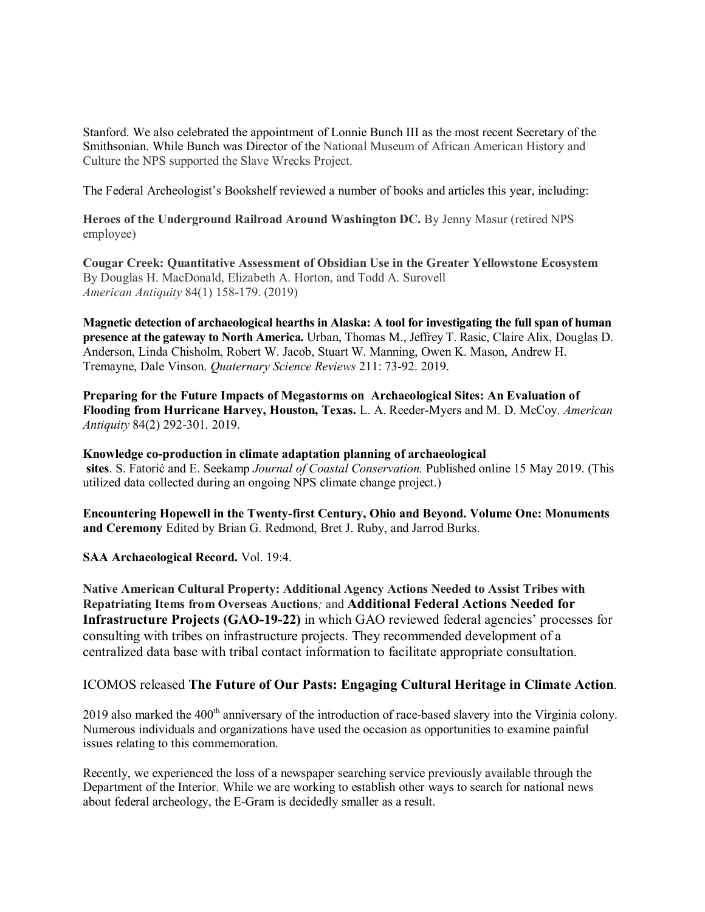Stanford. We also celebrated the appointment of Lonnie Bunch III as the most recent Secretary of the Smithsonian. While Bunch was Director of the National Museum of African American History and Culture the NPS supported the Slave Wrecks Project.

The Federal Archeologist's Bookshelf reviewed a number of books and articles this year, including:

**Heroes of the Underground Railroad Around Washington DC.** By Jenny Masur (retired NPS employee)

**Cougar Creek: Quantitative Assessment of Obsidian Use in the Greater Yellowstone Ecosystem**
By Douglas H. MacDonald, Elizabeth A. Horton, and Todd A. Surovell
*American Antiquity* 84(1) 158-179. (2019)

**Magnetic detection of archaeological hearths in Alaska: A tool for investigating the full span of human presence at the gateway to North America.** Urban, Thomas M., Jeffrey T. Rasic, Claire Alix, Douglas D. Anderson, Linda Chisholm, Robert W. Jacob, Stuart W. Manning, Owen K. Mason, Andrew H. Tremayne, Dale Vinson. *Quaternary Science Reviews* 211: 73-92. 2019.

**Preparing for the Future Impacts of Megastorms on Archaeological Sites: An Evaluation of Flooding from Hurricane Harvey, Houston, Texas.** L. A. Reeder-Myers and M. D. McCoy. *American Antiquity* 84(2) 292-301. 2019.

**Knowledge co-production in climate adaptation planning of archaeological sites**. S. Fatorić and E. Seekamp *Journal of Coastal Conservation.* Published online 15 May 2019. (This utilized data collected during an ongoing NPS climate change project.)

**Encountering Hopewell in the Twenty-first Century, Ohio and Beyond. Volume One: Monuments and Ceremony** Edited by Brian G. Redmond, Bret J. Ruby, and Jarrod Burks.

**SAA Archaeological Record.** Vol. 19:4.

**Native American Cultural Property: Additional Agency Actions Needed to Assist Tribes with Repatriating Items from Overseas Auctions***;* and **Additional Federal Actions Needed for Infrastructure Projects (GAO-19-22)** in which GAO reviewed federal agencies' processes for consulting with tribes on infrastructure projects. They recommended development of a centralized data base with tribal contact information to facilitate appropriate consultation.

ICOMOS released **The Future of Our Pasts: Engaging Cultural Heritage in Climate Action**.

2019 also marked the 400th anniversary of the introduction of race-based slavery into the Virginia colony. Numerous individuals and organizations have used the occasion as opportunities to examine painful issues relating to this commemoration.

Recently, we experienced the loss of a newspaper searching service previously available through the Department of the Interior. While we are working to establish other ways to search for national news about federal archeology, the E-Gram is decidedly smaller as a result.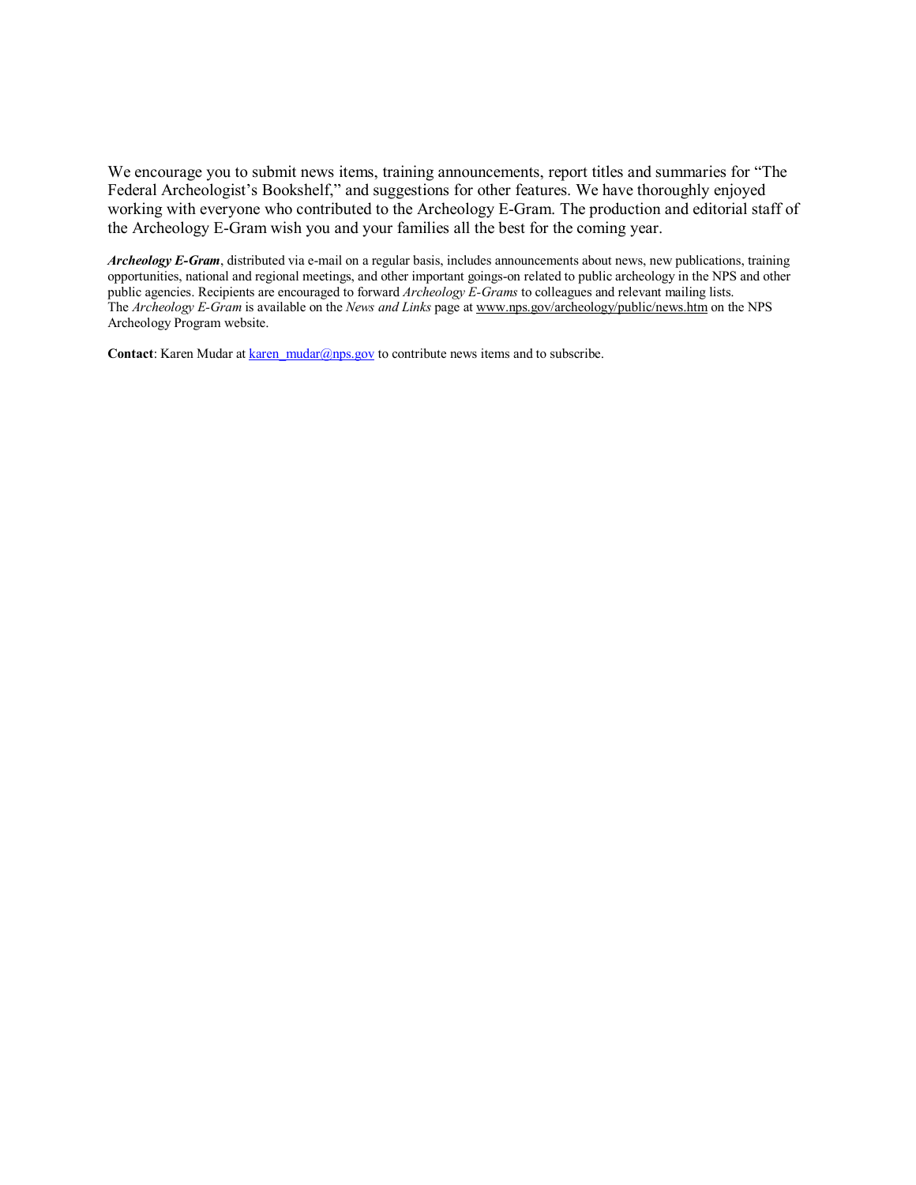We encourage you to submit news items, training announcements, report titles and summaries for "The Federal Archeologist's Bookshelf," and suggestions for other features. We have thoroughly enjoyed working with everyone who contributed to the Archeology E-Gram. The production and editorial staff of the Archeology E-Gram wish you and your families all the best for the coming year.

***Archeology E-Gram***, distributed via e-mail on a regular basis, includes announcements about news, new publications, training opportunities, national and regional meetings, and other important goings-on related to public archeology in the NPS and other public agencies. Recipients are encouraged to forward *Archeology E-Grams* to colleagues and relevant mailing lists. The *Archeology E-Gram* is available on the *News and Links* page at www.nps.gov/archeology/public/news.htm on the NPS Archeology Program website.

**Contact**: Karen Mudar at karen_mudar@nps.gov to contribute news items and to subscribe.